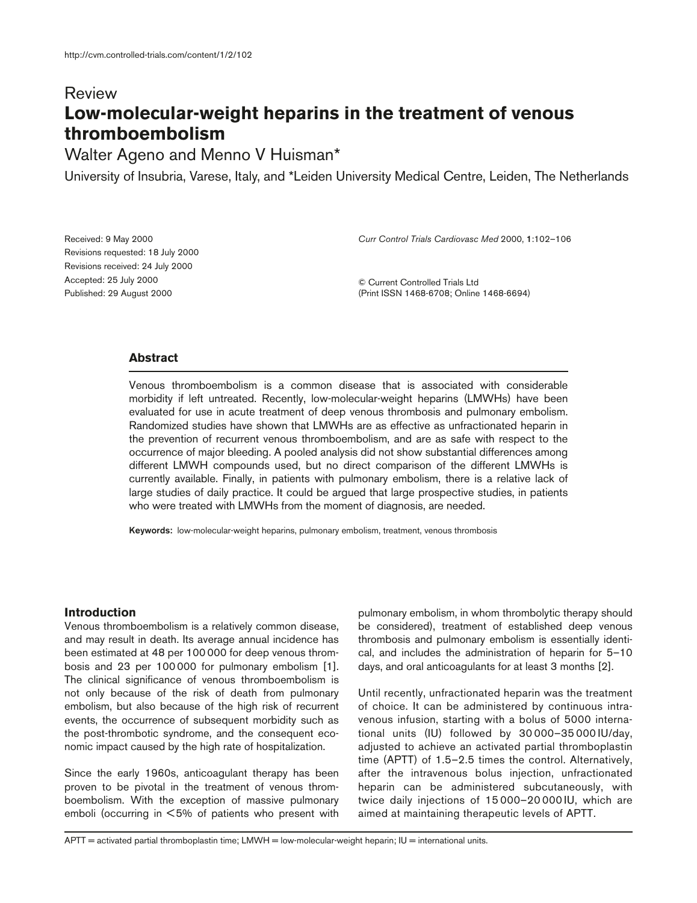Review

# Low-molecular-weight heparins in the treatment of venous thromboembolism

Walter Ageno and Menno V Huisman*

University of Insubria, Varese, Italy, and *Leiden University Medical Centre, Leiden, The Netherlands

Received: 9 May 2000
Revisions requested: 18 July 2000
Revisions received: 24 July 2000
Accepted: 25 July 2000
Published: 29 August 2000

*Curr Control Trials Cardiovasc Med* 2000, **1**:102–106

© Current Controlled Trials Ltd
(Print ISSN 1468-6708; Online 1468-6694)

## Abstract

Venous thromboembolism is a common disease that is associated with considerable morbidity if left untreated. Recently, low-molecular-weight heparins (LMWHs) have been evaluated for use in acute treatment of deep venous thrombosis and pulmonary embolism. Randomized studies have shown that LMWHs are as effective as unfractionated heparin in the prevention of recurrent venous thromboembolism, and are as safe with respect to the occurrence of major bleeding. A pooled analysis did not show substantial differences among different LMWH compounds used, but no direct comparison of the different LMWHs is currently available. Finally, in patients with pulmonary embolism, there is a relative lack of large studies of daily practice. It could be argued that large prospective studies, in patients who were treated with LMWHs from the moment of diagnosis, are needed.

**Keywords:** low-molecular-weight heparins, pulmonary embolism, treatment, venous thrombosis

## Introduction

Venous thromboembolism is a relatively common disease, and may result in death. Its average annual incidence has been estimated at 48 per 100 000 for deep venous thrombosis and 23 per 100 000 for pulmonary embolism [1]. The clinical significance of venous thromboembolism is not only because of the risk of death from pulmonary embolism, but also because of the high risk of recurrent events, the occurrence of subsequent morbidity such as the post-thrombotic syndrome, and the consequent economic impact caused by the high rate of hospitalization.

Since the early 1960s, anticoagulant therapy has been proven to be pivotal in the treatment of venous thromboembolism. With the exception of massive pulmonary emboli (occurring in <5% of patients who present with pulmonary embolism, in whom thrombolytic therapy should be considered), treatment of established deep venous thrombosis and pulmonary embolism is essentially identical, and includes the administration of heparin for 5–10 days, and oral anticoagulants for at least 3 months [2].

Until recently, unfractionated heparin was the treatment of choice. It can be administered by continuous intravenous infusion, starting with a bolus of 5000 international units (IU) followed by 30 000–35 000 IU/day, adjusted to achieve an activated partial thromboplastin time (APTT) of 1.5–2.5 times the control. Alternatively, after the intravenous bolus injection, unfractionated heparin can be administered subcutaneously, with twice daily injections of 15 000–20 000 IU, which are aimed at maintaining therapeutic levels of APTT.

APTT = activated partial thromboplastin time; LMWH = low-molecular-weight heparin; IU = international units.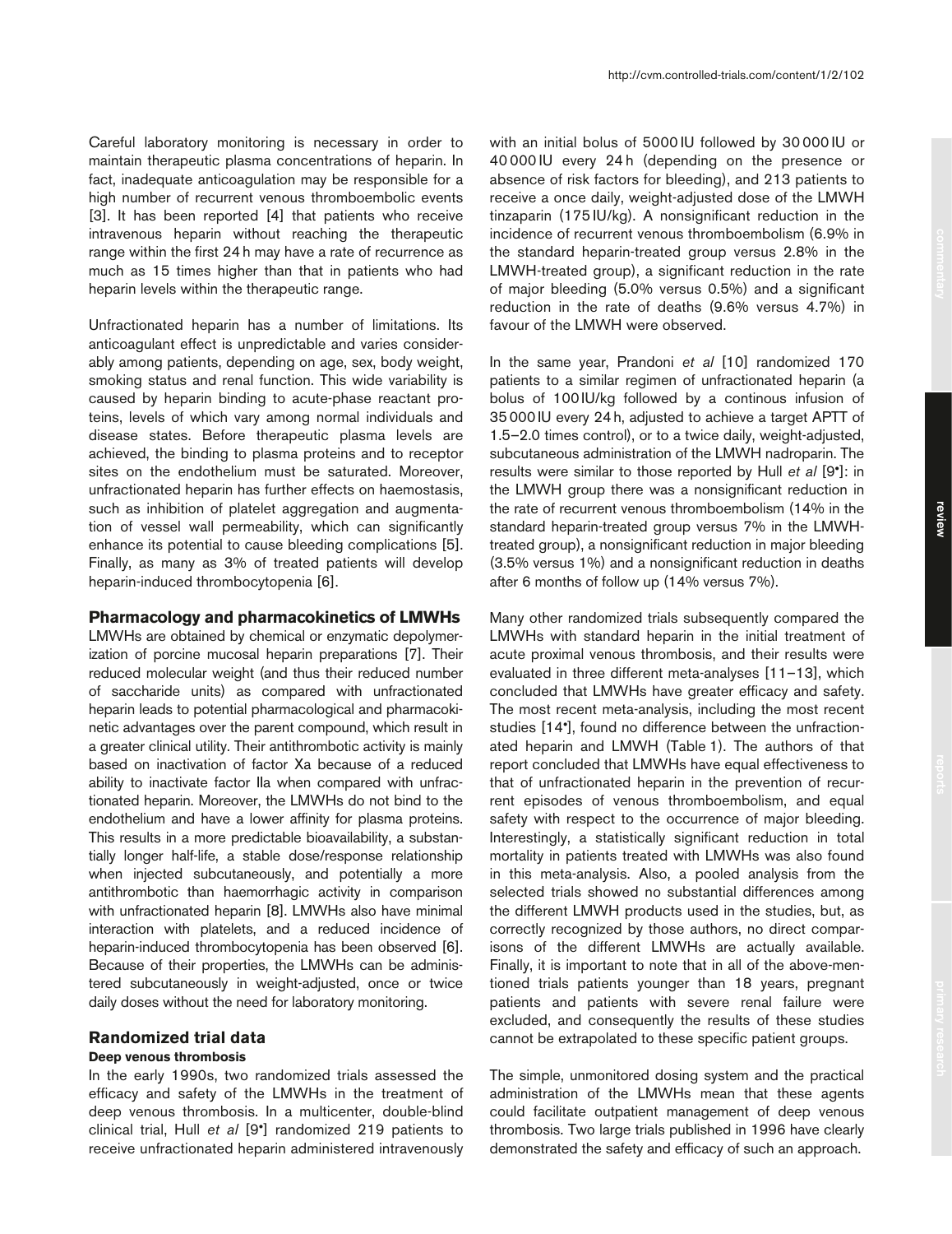Careful laboratory monitoring is necessary in order to maintain therapeutic plasma concentrations of heparin. In fact, inadequate anticoagulation may be responsible for a high number of recurrent venous thromboembolic events [3]. It has been reported [4] that patients who receive intravenous heparin without reaching the therapeutic range within the first 24 h may have a rate of recurrence as much as 15 times higher than that in patients who had heparin levels within the therapeutic range.

Unfractionated heparin has a number of limitations. Its anticoagulant effect is unpredictable and varies considerably among patients, depending on age, sex, body weight, smoking status and renal function. This wide variability is caused by heparin binding to acute-phase reactant proteins, levels of which vary among normal individuals and disease states. Before therapeutic plasma levels are achieved, the binding to plasma proteins and to receptor sites on the endothelium must be saturated. Moreover, unfractionated heparin has further effects on haemostasis, such as inhibition of platelet aggregation and augmentation of vessel wall permeability, which can significantly enhance its potential to cause bleeding complications [5]. Finally, as many as 3% of treated patients will develop heparin-induced thrombocytopenia [6].

## Pharmacology and pharmacokinetics of LMWHs

LMWHs are obtained by chemical or enzymatic depolymerization of porcine mucosal heparin preparations [7]. Their reduced molecular weight (and thus their reduced number of saccharide units) as compared with unfractionated heparin leads to potential pharmacological and pharmacokinetic advantages over the parent compound, which result in a greater clinical utility. Their antithrombotic activity is mainly based on inactivation of factor Xa because of a reduced ability to inactivate factor IIa when compared with unfractionated heparin. Moreover, the LMWHs do not bind to the endothelium and have a lower affinity for plasma proteins. This results in a more predictable bioavailability, a substantially longer half-life, a stable dose/response relationship when injected subcutaneously, and potentially a more antithrombotic than haemorrhagic activity in comparison with unfractionated heparin [8]. LMWHs also have minimal interaction with platelets, and a reduced incidence of heparin-induced thrombocytopenia has been observed [6]. Because of their properties, the LMWHs can be administered subcutaneously in weight-adjusted, once or twice daily doses without the need for laboratory monitoring.

## Randomized trial data

### Deep venous thrombosis

In the early 1990s, two randomized trials assessed the efficacy and safety of the LMWHs in the treatment of deep venous thrombosis. In a multicenter, double-blind clinical trial, Hull *et al* [9•] randomized 219 patients to receive unfractionated heparin administered intravenously with an initial bolus of 5000 IU followed by 30 000 IU or 40 000 IU every 24 h (depending on the presence or absence of risk factors for bleeding), and 213 patients to receive a once daily, weight-adjusted dose of the LMWH tinzaparin (175 IU/kg). A nonsignificant reduction in the incidence of recurrent venous thromboembolism (6.9% in the standard heparin-treated group versus 2.8% in the LMWH-treated group), a significant reduction in the rate of major bleeding (5.0% versus 0.5%) and a significant reduction in the rate of deaths (9.6% versus 4.7%) in favour of the LMWH were observed.

In the same year, Prandoni *et al* [10] randomized 170 patients to a similar regimen of unfractionated heparin (a bolus of 100 IU/kg followed by a continous infusion of 35 000 IU every 24 h, adjusted to achieve a target APTT of 1.5–2.0 times control), or to a twice daily, weight-adjusted, subcutaneous administration of the LMWH nadroparin. The results were similar to those reported by Hull *et al* [9•]: in the LMWH group there was a nonsignificant reduction in the rate of recurrent venous thromboembolism (14% in the standard heparin-treated group versus 7% in the LMWH-treated group), a nonsignificant reduction in major bleeding (3.5% versus 1%) and a nonsignificant reduction in deaths after 6 months of follow up (14% versus 7%).

Many other randomized trials subsequently compared the LMWHs with standard heparin in the initial treatment of acute proximal venous thrombosis, and their results were evaluated in three different meta-analyses [11–13], which concluded that LMWHs have greater efficacy and safety. The most recent meta-analysis, including the most recent studies [14•], found no difference between the unfractionated heparin and LMWH (Table 1). The authors of that report concluded that LMWHs have equal effectiveness to that of unfractionated heparin in the prevention of recurrent episodes of venous thromboembolism, and equal safety with respect to the occurrence of major bleeding. Interestingly, a statistically significant reduction in total mortality in patients treated with LMWHs was also found in this meta-analysis. Also, a pooled analysis from the selected trials showed no substantial differences among the different LMWH products used in the studies, but, as correctly recognized by those authors, no direct comparisons of the different LMWHs are actually available. Finally, it is important to note that in all of the above-mentioned trials patients younger than 18 years, pregnant patients and patients with severe renal failure were excluded, and consequently the results of these studies cannot be extrapolated to these specific patient groups.

The simple, unmonitored dosing system and the practical administration of the LMWHs mean that these agents could facilitate outpatient management of deep venous thrombosis. Two large trials published in 1996 have clearly demonstrated the safety and efficacy of such an approach.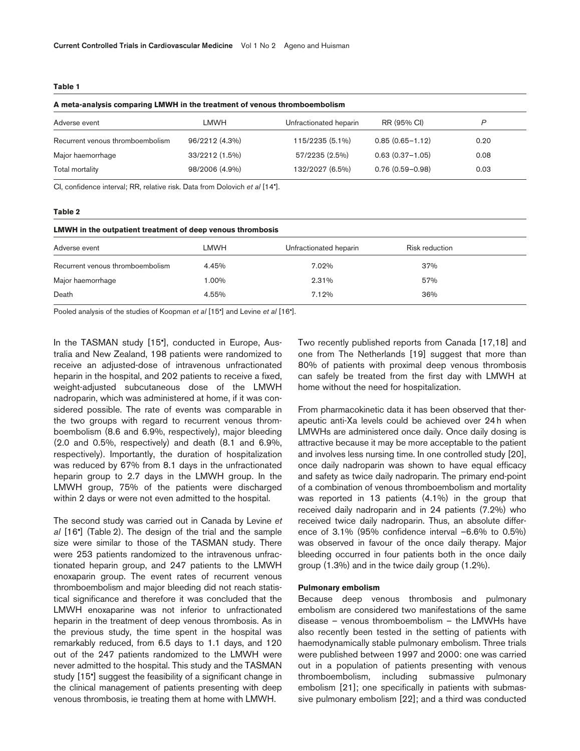**Table 1**

**A meta-analysis comparing LMWH in the treatment of venous thromboembolism**

| Adverse event | LMWH | Unfractionated heparin | RR (95% CI) | *P* |
|---|---|---|---|---|
| Recurrent venous thromboembolism | 96/2212 (4.3%) | 115/2235 (5.1%) | 0.85 (0.65–1.12) | 0.20 |
| Major haemorrhage | 33/2212 (1.5%) | 57/2235 (2.5%) | 0.63 (0.37–1.05) | 0.08 |
| Total mortality | 98/2006 (4.9%) | 132/2027 (6.5%) | 0.76 (0.59–0.98) | 0.03 |

CI, confidence interval; RR, relative risk. Data from Dolovich *et al* [14•].

**Table 2**

**LMWH in the outpatient treatment of deep venous thrombosis**

| Adverse event | LMWH | Unfractionated heparin | Risk reduction |
|---|---|---|---|
| Recurrent venous thromboembolism | 4.45% | 7.02% | 37% |
| Major haemorrhage | 1.00% | 2.31% | 57% |
| Death | 4.55% | 7.12% | 36% |

Pooled analysis of the studies of Koopman *et al* [15•] and Levine *et al* [16•].

In the TASMAN study [15•], conducted in Europe, Australia and New Zealand, 198 patients were randomized to receive an adjusted-dose of intravenous unfractionated heparin in the hospital, and 202 patients to receive a fixed, weight-adjusted subcutaneous dose of the LMWH nadroparin, which was administered at home, if it was considered possible. The rate of events was comparable in the two groups with regard to recurrent venous thromboembolism (8.6 and 6.9%, respectively), major bleeding (2.0 and 0.5%, respectively) and death (8.1 and 6.9%, respectively). Importantly, the duration of hospitalization was reduced by 67% from 8.1 days in the unfractionated heparin group to 2.7 days in the LMWH group. In the LMWH group, 75% of the patients were discharged within 2 days or were not even admitted to the hospital.

The second study was carried out in Canada by Levine *et al* [16•] (Table 2). The design of the trial and the sample size were similar to those of the TASMAN study. There were 253 patients randomized to the intravenous unfractionated heparin group, and 247 patients to the LMWH enoxaparin group. The event rates of recurrent venous thromboembolism and major bleeding did not reach statistical significance and therefore it was concluded that the LMWH enoxaparine was not inferior to unfractionated heparin in the treatment of deep venous thrombosis. As in the previous study, the time spent in the hospital was remarkably reduced, from 6.5 days to 1.1 days, and 120 out of the 247 patients randomized to the LMWH were never admitted to the hospital. This study and the TASMAN study [15•] suggest the feasibility of a significant change in the clinical management of patients presenting with deep venous thrombosis, ie treating them at home with LMWH.

Two recently published reports from Canada [17,18] and one from The Netherlands [19] suggest that more than 80% of patients with proximal deep venous thrombosis can safely be treated from the first day with LMWH at home without the need for hospitalization.

From pharmacokinetic data it has been observed that therapeutic anti-Xa levels could be achieved over 24 h when LMWHs are administered once daily. Once daily dosing is attractive because it may be more acceptable to the patient and involves less nursing time. In one controlled study [20], once daily nadroparin was shown to have equal efficacy and safety as twice daily nadroparin. The primary end-point of a combination of venous thromboembolism and mortality was reported in 13 patients (4.1%) in the group that received daily nadroparin and in 24 patients (7.2%) who received twice daily nadroparin. Thus, an absolute difference of 3.1% (95% confidence interval –6.6% to 0.5%) was observed in favour of the once daily therapy. Major bleeding occurred in four patients both in the once daily group (1.3%) and in the twice daily group (1.2%).

#### Pulmonary embolism

Because deep venous thrombosis and pulmonary embolism are considered two manifestations of the same disease – venous thromboembolism – the LMWHs have also recently been tested in the setting of patients with haemodynamically stable pulmonary embolism. Three trials were published between 1997 and 2000: one was carried out in a population of patients presenting with venous thromboembolism, including submassive pulmonary embolism [21]; one specifically in patients with submassive pulmonary embolism [22]; and a third was conducted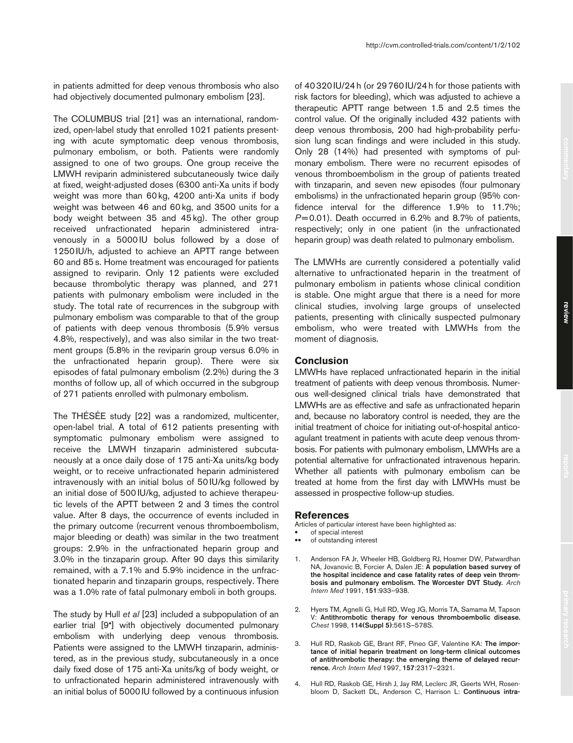in patients admitted for deep venous thrombosis who also had objectively documented pulmonary embolism [23].

The COLUMBUS trial [21] was an international, randomized, open-label study that enrolled 1021 patients presenting with acute symptomatic deep venous thrombosis, pulmonary embolism, or both. Patients were randomly assigned to one of two groups. One group receive the LMWH reviparin administered subcutaneously twice daily at fixed, weight-adjusted doses (6300 anti-Xa units if body weight was more than 60 kg, 4200 anti-Xa units if body weight was between 46 and 60 kg, and 3500 units for a body weight between 35 and 45 kg). The other group received unfractionated heparin administered intravenously in a 5000 IU bolus followed by a dose of 1250 IU/h, adjusted to achieve an APTT range between 60 and 85 s. Home treatment was encouraged for patients assigned to reviparin. Only 12 patients were excluded because thrombolytic therapy was planned, and 271 patients with pulmonary embolism were included in the study. The total rate of recurrences in the subgroup with pulmonary embolism was comparable to that of the group of patients with deep venous thrombosis (5.9% versus 4.8%, respectively), and was also similar in the two treatment groups (5.8% in the reviparin group versus 6.0% in the unfractionated heparin group). There were six episodes of fatal pulmonary embolism (2.2%) during the 3 months of follow up, all of which occurred in the subgroup of 271 patients enrolled with pulmonary embolism.

The THÉSÉE study [22] was a randomized, multicenter, open-label trial. A total of 612 patients presenting with symptomatic pulmonary embolism were assigned to receive the LMWH tinzaparin administered subcutaneously at a once daily dose of 175 anti-Xa units/kg body weight, or to receive unfractionated heparin administered intravenously with an initial bolus of 50 IU/kg followed by an initial dose of 500 IU/kg, adjusted to achieve therapeutic levels of the APTT between 2 and 3 times the control value. After 8 days, the occurrence of events included in the primary outcome (recurrent venous thromboembolism, major bleeding or death) was similar in the two treatment groups: 2.9% in the unfractionated heparin group and 3.0% in the tinzaparin group. After 90 days this similarity remained, with a 7.1% and 5.9% incidence in the unfractionated heparin and tinzaparin groups, respectively. There was a 1.0% rate of fatal pulmonary emboli in both groups.

The study by Hull *et al* [23] included a subpopulation of an earlier trial [9•] with objectively documented pulmonary embolism with underlying deep venous thrombosis. Patients were assigned to the LMWH tinzaparin, administered, as in the previous study, subcutaneously in a once daily fixed dose of 175 anti-Xa units/kg of body weight, or to unfractionated heparin administered intravenously with an initial bolus of 5000 IU followed by a continuous infusion of 40 320 IU/24 h (or 29 760 IU/24 h for those patients with risk factors for bleeding), which was adjusted to achieve a therapeutic APTT range between 1.5 and 2.5 times the control value. Of the originally included 432 patients with deep venous thrombosis, 200 had high-probability perfusion lung scan findings and were included in this study. Only 28 (14%) had presented with symptoms of pulmonary embolism. There were no recurrent episodes of venous thromboembolism in the group of patients treated with tinzaparin, and seven new episodes (four pulmonary embolisms) in the unfractionated heparin group (95% confidence interval for the difference 1.9% to 11.7%; $P = 0.01$). Death occurred in 6.2% and 8.7% of patients, respectively; only in one patient (in the unfractionated heparin group) was death related to pulmonary embolism.

The LMWHs are currently considered a potentially valid alternative to unfractionated heparin in the treatment of pulmonary embolism in patients whose clinical condition is stable. One might argue that there is a need for more clinical studies, involving large groups of unselected patients, presenting with clinically suspected pulmonary embolism, who were treated with LMWHs from the moment of diagnosis.

## Conclusion

LMWHs have replaced unfractionated heparin in the initial treatment of patients with deep venous thrombosis. Numerous well-designed clinical trials have demonstrated that LMWHs are as effective and safe as unfractionated heparin and, because no laboratory control is needed, they are the initial treatment of choice for initiating out-of-hospital anticoagulant treatment in patients with acute deep venous thrombosis. For patients with pulmonary embolism, LMWHs are a potential alternative for unfractionated intravenous heparin. Whether all patients with pulmonary embolism can be treated at home from the first day with LMWHs must be assessed in prospective follow-up studies.

## References

Articles of particular interest have been highlighted as:
- • of special interest
- •• of outstanding interest

1. Anderson FA Jr, Wheeler HB, Goldberg RJ, Hosmer DW, Patwardhan NA, Jovanovic B, Forcier A, Dalen JE: **A population based survey of the hospital incidence and case fatality rates of deep vein thrombosis and pulmonary embolism. The Worcester DVT Study.** *Arch Intern Med* 1991, **151**:933–938.
2. Hyers TM, Agnelli G, Hull RD, Weg JG, Morris TA, Samama M, Tapson V: **Antithrombotic therapy for venous thromboembolic disease.** *Chest* 1998, **114(Suppl 5)**:561S–578S.
3. Hull RD, Raskob GE, Brant RF, Pineo GF, Valentine KA: **The importance of initial heparin treatment on long-term clinical outcomes of antithrombotic therapy: the emerging theme of delayed recurrence.** *Arch Intern Med* 1997, **157**:2317–2321.
4. Hull RD, Raskob GE, Hirsh J, Jay RM, Leclerc JR, Geerts WH, Rosenbloom D, Sackett DL, Anderson C, Harrison L: **Continuous intra-**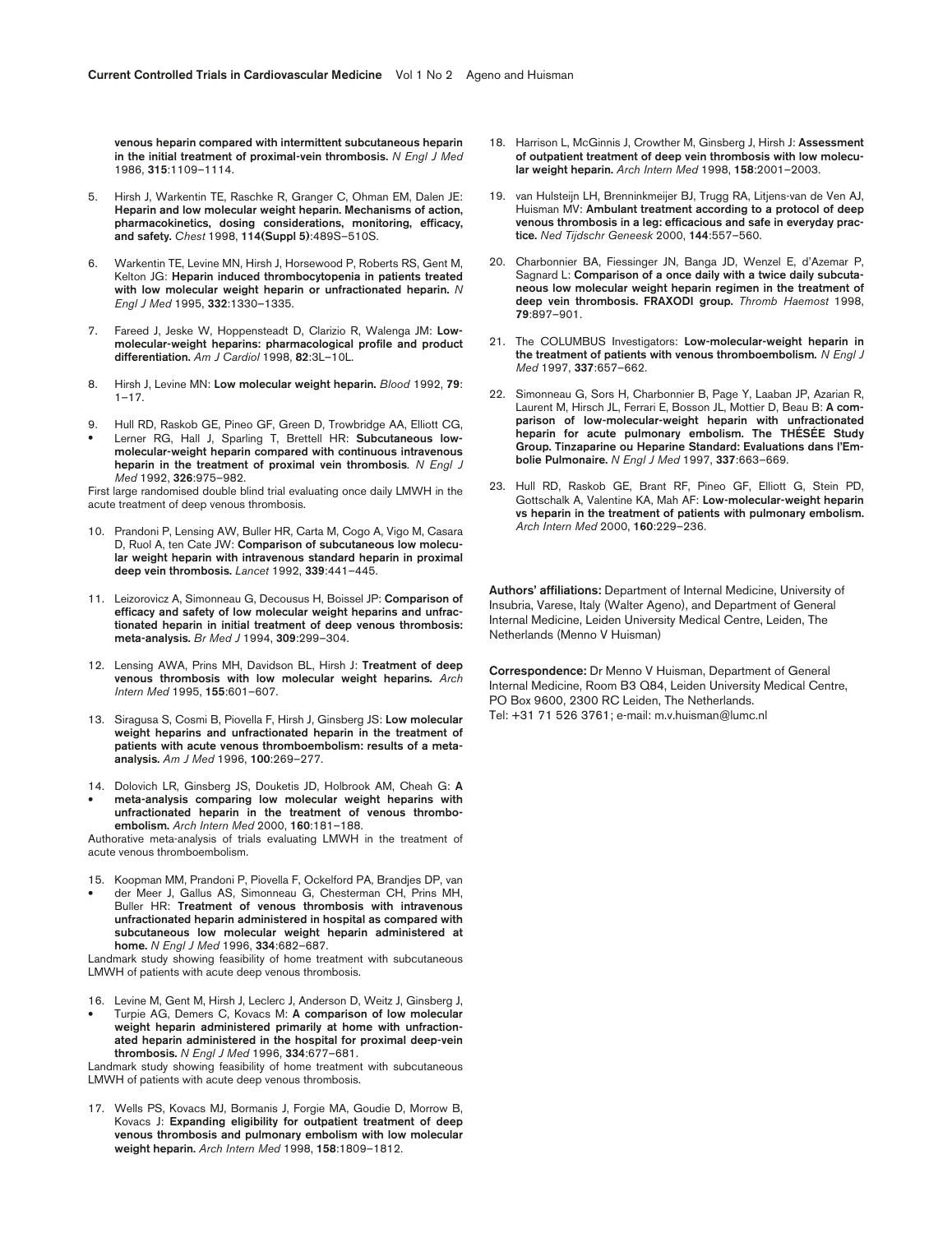venous heparin compared with intermittent subcutaneous heparin in the initial treatment of proximal-vein thrombosis.** *N Engl J Med* 1986, **315**:1109–1114.

5. Hirsh J, Warkentin TE, Raschke R, Granger C, Ohman EM, Dalen JE: **Heparin and low molecular weight heparin. Mechanisms of action, pharmacokinetics, dosing considerations, monitoring, efficacy, and safety.** *Chest* 1998, **114(Suppl 5)**:489S–510S.

6. Warkentin TE, Levine MN, Hirsh J, Horsewood P, Roberts RS, Gent M, Kelton JG: **Heparin induced thrombocytopenia in patients treated with low molecular weight heparin or unfractionated heparin.** *N Engl J Med* 1995, **332**:1330–1335.

7. Fareed J, Jeske W, Hoppensteadt D, Clarizio R, Walenga JM: **Low-molecular-weight heparins: pharmacological profile and product differentiation.** *Am J Cardiol* 1998, **82**:3L–10L.

8. Hirsh J, Levine MN: **Low molecular weight heparin.** *Blood* 1992, **79**: 1–17.

9. • Hull RD, Raskob GE, Pineo GF, Green D, Trowbridge AA, Elliott CG, Lerner RG, Hall J, Sparling T, Brettell HR: **Subcutaneous low-molecular-weight heparin compared with continuous intravenous heparin in the treatment of proximal vein thrombosis**. *N Engl J Med* 1992, **326**:975–982.

First large randomised double blind trial evaluating once daily LMWH in the acute treatment of deep venous thrombosis.

10. Prandoni P, Lensing AW, Buller HR, Carta M, Cogo A, Vigo M, Casara D, Ruol A, ten Cate JW: **Comparison of subcutaneous low molecular weight heparin with intravenous standard heparin in proximal deep vein thrombosis.** *Lancet* 1992, **339**:441–445.

11. Leizorovicz A, Simonneau G, Decousus H, Boissel JP: **Comparison of efficacy and safety of low molecular weight heparins and unfractionated heparin in initial treatment of deep venous thrombosis: meta-analysis.** *Br Med J* 1994, **309**:299–304.

12. Lensing AWA, Prins MH, Davidson BL, Hirsh J: **Treatment of deep venous thrombosis with low molecular weight heparins.** *Arch Intern Med* 1995, **155**:601–607.

13. Siragusa S, Cosmi B, Piovella F, Hirsh J, Ginsberg JS: **Low molecular weight heparins and unfractionated heparin in the treatment of patients with acute venous thromboembolism: results of a meta-analysis.** *Am J Med* 1996, **100**:269–277.

14. • Dolovich LR, Ginsberg JS, Douketis JD, Holbrook AM, Cheah G: **A meta-analysis comparing low molecular weight heparins with unfractionated heparin in the treatment of venous thromboembolism.** *Arch Intern Med* 2000, **160**:181–188.

Authorative meta-analysis of trials evaluating LMWH in the treatment of acute venous thromboembolism.

15. • Koopman MM, Prandoni P, Piovella F, Ockelford PA, Brandjes DP, van der Meer J, Gallus AS, Simonneau G, Chesterman CH, Prins MH, Buller HR: **Treatment of venous thrombosis with intravenous unfractionated heparin administered in hospital as compared with subcutaneous low molecular weight heparin administered at home.** *N Engl J Med* 1996, **334**:682–687.

Landmark study showing feasibility of home treatment with subcutaneous LMWH of patients with acute deep venous thrombosis.

16. • Levine M, Gent M, Hirsh J, Leclerc J, Anderson D, Weitz J, Ginsberg J, Turpie AG, Demers C, Kovacs M: **A comparison of low molecular weight heparin administered primarily at home with unfractionated heparin administered in the hospital for proximal deep-vein thrombosis.** *N Engl J Med* 1996, **334**:677–681.

Landmark study showing feasibility of home treatment with subcutaneous LMWH of patients with acute deep venous thrombosis.

17. Wells PS, Kovacs MJ, Bormanis J, Forgie MA, Goudie D, Morrow B, Kovacs J: **Expanding eligibility for outpatient treatment of deep venous thrombosis and pulmonary embolism with low molecular weight heparin.** *Arch Intern Med* 1998, **158**:1809–1812.

18. Harrison L, McGinnis J, Crowther M, Ginsberg J, Hirsh J: **Assessment of outpatient treatment of deep vein thrombosis with low molecular weight heparin.** *Arch Intern Med* 1998, **158**:2001–2003.

19. van Hulsteijn LH, Brenninkmeijer BJ, Trugg RA, Litjens-van de Ven AJ, Huisman MV: **Ambulant treatment according to a protocol of deep venous thrombosis in a leg: efficacious and safe in everyday practice.** *Ned Tijdschr Geneesk* 2000, **144**:557–560.

20. Charbonnier BA, Fiessinger JN, Banga JD, Wenzel E, d'Azemar P, Sagnard L: **Comparison of a once daily with a twice daily subcutaneous low molecular weight heparin regimen in the treatment of deep vein thrombosis. FRAXODI group.** *Thromb Haemost* 1998, **79**:897–901.

21. The COLUMBUS Investigators: **Low-molecular-weight heparin in the treatment of patients with venous thromboembolism.** *N Engl J Med* 1997, **337**:657–662.

22. Simonneau G, Sors H, Charbonnier B, Page Y, Laaban JP, Azarian R, Laurent M, Hirsch JL, Ferrari E, Bosson JL, Mottier D, Beau B: **A comparison of low-molecular-weight heparin with unfractionated heparin for acute pulmonary embolism. The THÉSÉE Study Group. Tinzaparine ou Heparine Standard: Evaluations dans l'Embolie Pulmonaire.** *N Engl J Med* 1997, **337**:663–669.

23. Hull RD, Raskob GE, Brant RF, Pineo GF, Elliott G, Stein PD, Gottschalk A, Valentine KA, Mah AF: **Low-molecular-weight heparin vs heparin in the treatment of patients with pulmonary embolism.** *Arch Intern Med* 2000, **160**:229–236.

**Authors' affiliations:** Department of Internal Medicine, University of Insubria, Varese, Italy (Walter Ageno), and Department of General Internal Medicine, Leiden University Medical Centre, Leiden, The Netherlands (Menno V Huisman)

**Correspondence:** Dr Menno V Huisman, Department of General Internal Medicine, Room B3 Q84, Leiden University Medical Centre, PO Box 9600, 2300 RC Leiden, The Netherlands. Tel: +31 71 526 3761; e-mail: m.v.huisman@lumc.nl